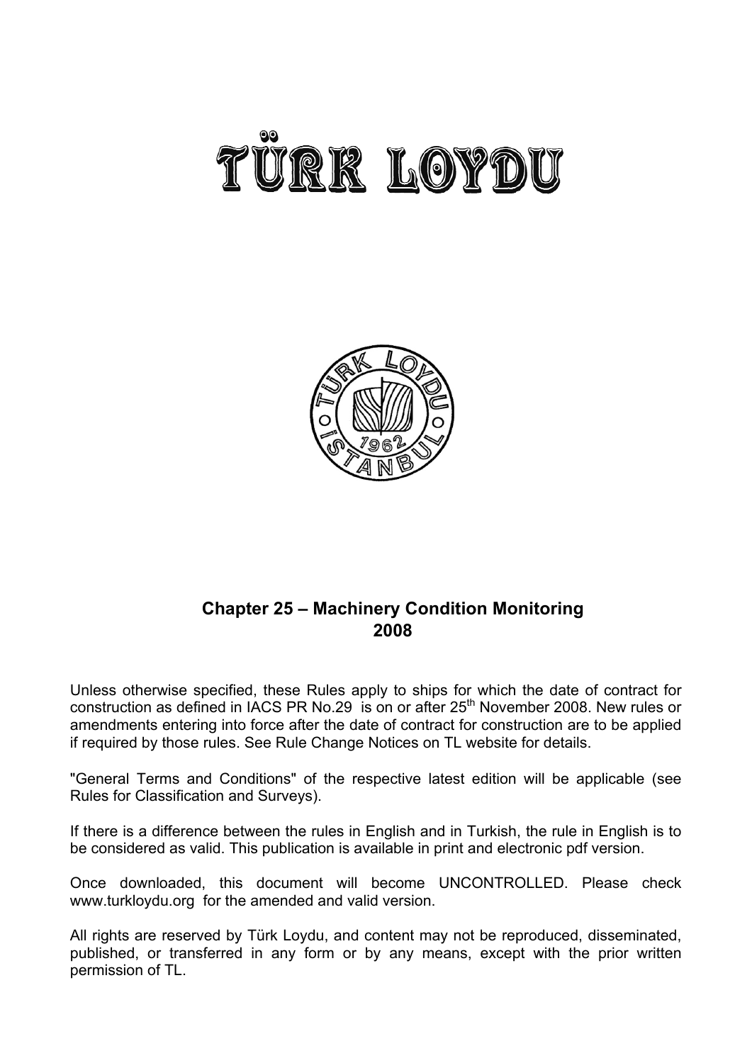# TÜRK LOYDU

**Chapter 25 – Machinery Condition Monitoring**
**2008**

Unless otherwise specified, these Rules apply to ships for which the date of contract for construction as defined in IACS PR No.29 is on or after 25th November 2008. New rules or amendments entering into force after the date of contract for construction are to be applied if required by those rules. See Rule Change Notices on TL website for details.

"General Terms and Conditions" of the respective latest edition will be applicable (see Rules for Classification and Surveys).

If there is a difference between the rules in English and in Turkish, the rule in English is to be considered as valid. This publication is available in print and electronic pdf version.

Once downloaded, this document will become UNCONTROLLED. Please check www.turkloydu.org for the amended and valid version.

All rights are reserved by Türk Loydu, and content may not be reproduced, disseminated, published, or transferred in any form or by any means, except with the prior written permission of TL.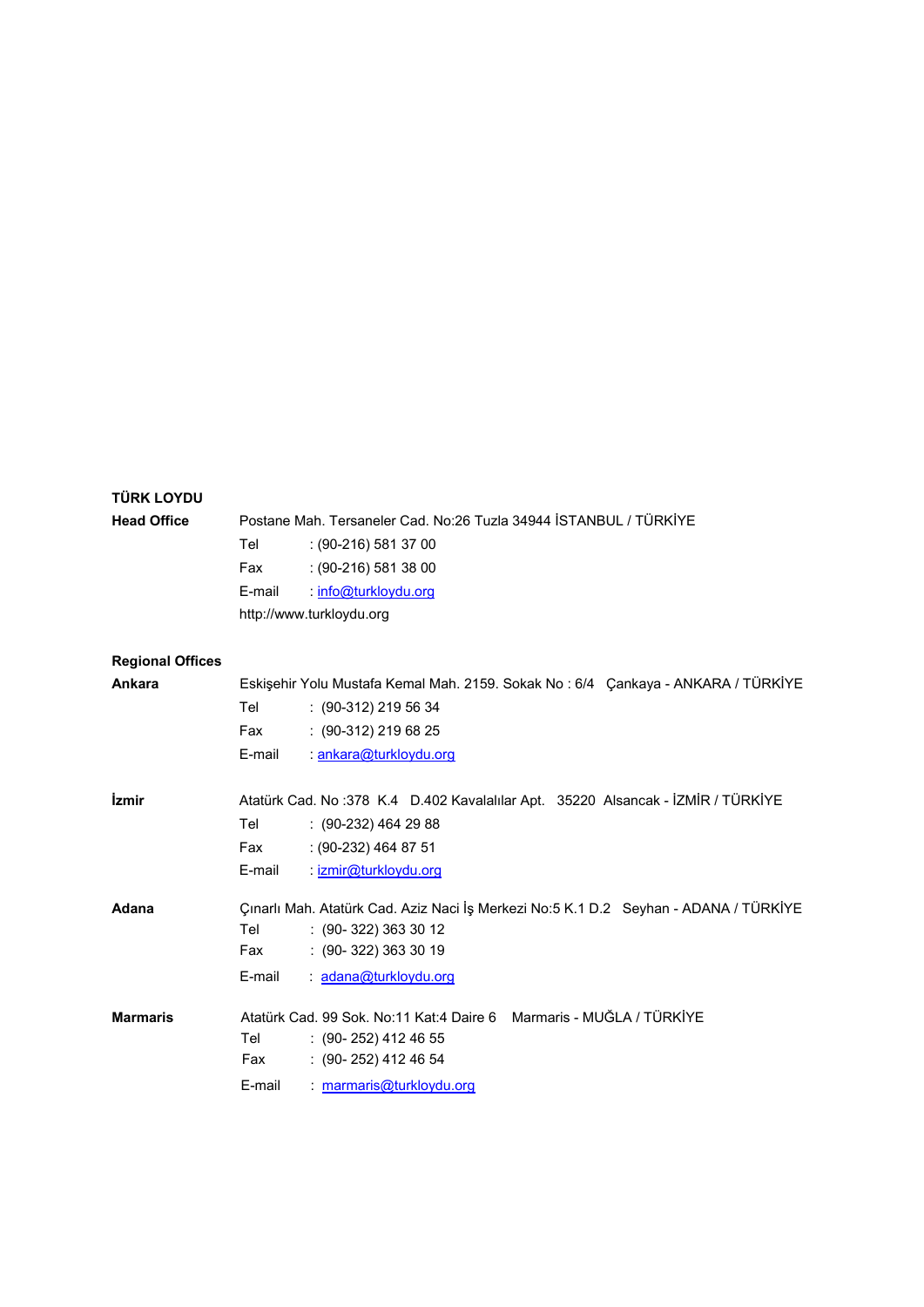**TÜRK LOYDU**

**Head Office** Postane Mah. Tersaneler Cad. No:26 Tuzla 34944 İSTANBUL / TÜRKİYE

Tel : (90-216) 581 37 00
Fax : (90-216) 581 38 00
E-mail : info@turkloydu.org
http://www.turkloydu.org

**Regional Offices**

**Ankara** Eskişehir Yolu Mustafa Kemal Mah. 2159. Sokak No : 6/4 Çankaya - ANKARA / TÜRKİYE

Tel : (90-312) 219 56 34
Fax : (90-312) 219 68 25
E-mail : ankara@turkloydu.org

**İzmir** Atatürk Cad. No :378 K.4 D.402 Kavalalılar Apt. 35220 Alsancak - İZMİR / TÜRKİYE

Tel : (90-232) 464 29 88
Fax : (90-232) 464 87 51
E-mail : izmir@turkloydu.org

**Adana** Çınarlı Mah. Atatürk Cad. Aziz Naci İş Merkezi No:5 K.1 D.2 Seyhan - ADANA / TÜRKİYE

Tel : (90- 322) 363 30 12
Fax : (90- 322) 363 30 19
E-mail : adana@turkloydu.org

**Marmaris** Atatürk Cad. 99 Sok. No:11 Kat:4 Daire 6 Marmaris - MUĞLA / TÜRKİYE

Tel : (90- 252) 412 46 55
Fax : (90- 252) 412 46 54
E-mail : marmaris@turkloydu.org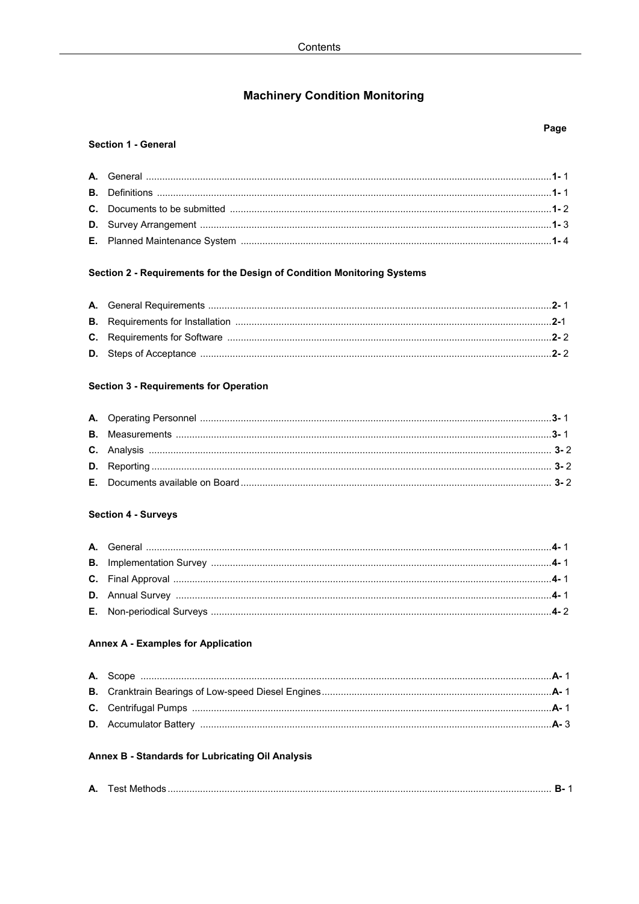# Machinery Condition Monitoring

| | | Page |
|---|---|---|
| **Section 1 - General** | | |
| **A.** | General | **1-** 1 |
| **B.** | Definitions | **1-** 1 |
| **C.** | Documents to be submitted | **1-** 2 |
| **D.** | Survey Arrangement | **1-** 3 |
| **E.** | Planned Maintenance System | **1-** 4 |
| **Section 2 - Requirements for the Design of Condition Monitoring Systems** | | |
| **A.** | General Requirements | **2-** 1 |
| **B.** | Requirements for Installation | **2-**1 |
| **C.** | Requirements for Software | **2-** 2 |
| **D.** | Steps of Acceptance | **2-** 2 |
| **Section 3 - Requirements for Operation** | | |
| **A.** | Operating Personnel | **3-** 1 |
| **B.** | Measurements | **3-** 1 |
| **C.** | Analysis | **3-** 2 |
| **D.** | Reporting | **3-** 2 |
| **E.** | Documents available on Board | **3-** 2 |
| **Section 4 - Surveys** | | |
| **A.** | General | **4-** 1 |
| **B.** | Implementation Survey | **4-** 1 |
| **C.** | Final Approval | **4-** 1 |
| **D.** | Annual Survey | **4-** 1 |
| **E.** | Non-periodical Surveys | **4-** 2 |
| **Annex A - Examples for Application** | | |
| **A.** | Scope | **A-** 1 |
| **B.** | Cranktrain Bearings of Low-speed Diesel Engines | **A-** 1 |
| **C.** | Centrifugal Pumps | **A-** 1 |
| **D.** | Accumulator Battery | **A-** 3 |
| **Annex B - Standards for Lubricating Oil Analysis** | | |
| **A.** | Test Methods | **B-** 1 |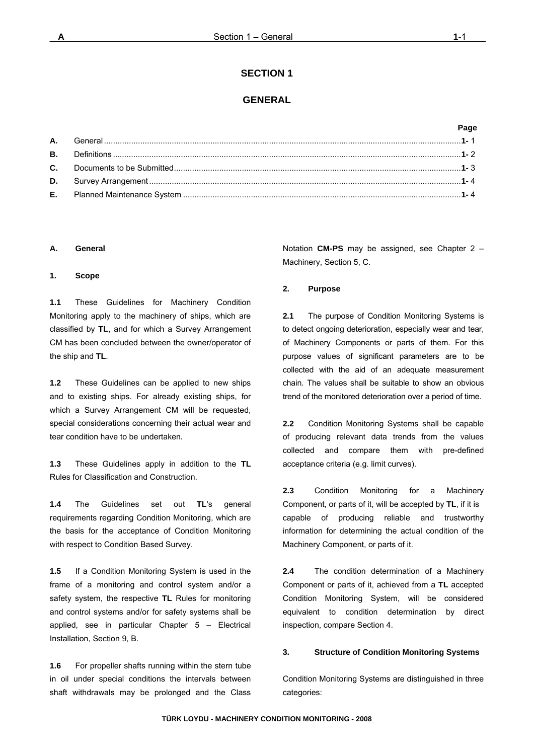# SECTION 1

# GENERAL

| | | Page |
|---|---|---|
| **A.** | General | **1-** 1 |
| **B.** | Definitions | **1-** 2 |
| **C.** | Documents to be Submitted | **1-** 3 |
| **D.** | Survey Arrangement | **1-** 4 |
| **E.** | Planned Maintenance System | **1-** 4 |

## A. General

### 1. Scope

**1.1** These Guidelines for Machinery Condition Monitoring apply to the machinery of ships, which are classified by **TL**, and for which a Survey Arrangement CM has been concluded between the owner/operator of the ship and **TL**.

**1.2** These Guidelines can be applied to new ships and to existing ships. For already existing ships, for which a Survey Arrangement CM will be requested, special considerations concerning their actual wear and tear condition have to be undertaken.

**1.3** These Guidelines apply in addition to the **TL** Rules for Classification and Construction.

**1.4** The Guidelines set out **TL**'s general requirements regarding Condition Monitoring, which are the basis for the acceptance of Condition Monitoring with respect to Condition Based Survey.

**1.5** If a Condition Monitoring System is used in the frame of a monitoring and control system and/or a safety system, the respective **TL** Rules for monitoring and control systems and/or for safety systems shall be applied, see in particular Chapter 5 – Electrical Installation, Section 9, B.

**1.6** For propeller shafts running within the stern tube in oil under special conditions the intervals between shaft withdrawals may be prolonged and the Class Notation **CM-PS** may be assigned, see Chapter 2 – Machinery, Section 5, C.

### 2. Purpose

**2.1** The purpose of Condition Monitoring Systems is to detect ongoing deterioration, especially wear and tear, of Machinery Components or parts of them. For this purpose values of significant parameters are to be collected with the aid of an adequate measurement chain. The values shall be suitable to show an obvious trend of the monitored deterioration over a period of time.

**2.2** Condition Monitoring Systems shall be capable of producing relevant data trends from the values collected and compare them with pre-defined acceptance criteria (e.g. limit curves).

**2.3** Condition Monitoring for a Machinery Component, or parts of it, will be accepted by **TL**, if it is capable of producing reliable and trustworthy information for determining the actual condition of the Machinery Component, or parts of it.

**2.4** The condition determination of a Machinery Component or parts of it, achieved from a **TL** accepted Condition Monitoring System, will be considered equivalent to condition determination by direct inspection, compare Section 4.

### 3. Structure of Condition Monitoring Systems

Condition Monitoring Systems are distinguished in three categories: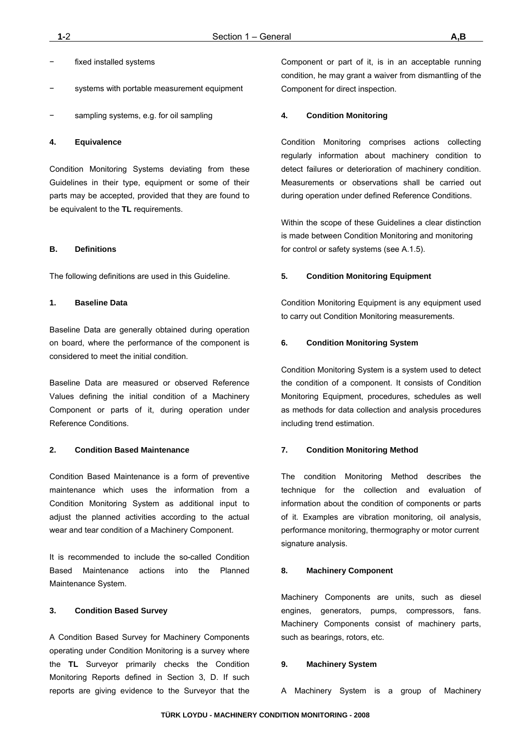- fixed installed systems
- systems with portable measurement equipment
- sampling systems, e.g. for oil sampling

### 4. Equivalence

Condition Monitoring Systems deviating from these Guidelines in their type, equipment or some of their parts may be accepted, provided that they are found to be equivalent to the **TL** requirements.

## B. Definitions

The following definitions are used in this Guideline.

### 1. Baseline Data

Baseline Data are generally obtained during operation on board, where the performance of the component is considered to meet the initial condition.

Baseline Data are measured or observed Reference Values defining the initial condition of a Machinery Component or parts of it, during operation under Reference Conditions.

### 2. Condition Based Maintenance

Condition Based Maintenance is a form of preventive maintenance which uses the information from a Condition Monitoring System as additional input to adjust the planned activities according to the actual wear and tear condition of a Machinery Component.

It is recommended to include the so-called Condition Based Maintenance actions into the Planned Maintenance System.

### 3. Condition Based Survey

A Condition Based Survey for Machinery Components operating under Condition Monitoring is a survey where the **TL** Surveyor primarily checks the Condition Monitoring Reports defined in Section 3, D. If such reports are giving evidence to the Surveyor that the Component or part of it, is in an acceptable running condition, he may grant a waiver from dismantling of the Component for direct inspection.

### 4. Condition Monitoring

Condition Monitoring comprises actions collecting regularly information about machinery condition to detect failures or deterioration of machinery condition. Measurements or observations shall be carried out during operation under defined Reference Conditions.

Within the scope of these Guidelines a clear distinction is made between Condition Monitoring and monitoring for control or safety systems (see A.1.5).

### 5. Condition Monitoring Equipment

Condition Monitoring Equipment is any equipment used to carry out Condition Monitoring measurements.

### 6. Condition Monitoring System

Condition Monitoring System is a system used to detect the condition of a component. It consists of Condition Monitoring Equipment, procedures, schedules as well as methods for data collection and analysis procedures including trend estimation.

### 7. Condition Monitoring Method

The condition Monitoring Method describes the technique for the collection and evaluation of information about the condition of components or parts of it. Examples are vibration monitoring, oil analysis, performance monitoring, thermography or motor current signature analysis.

### 8. Machinery Component

Machinery Components are units, such as diesel engines, generators, pumps, compressors, fans. Machinery Components consist of machinery parts, such as bearings, rotors, etc.

### 9. Machinery System

A Machinery System is a group of Machinery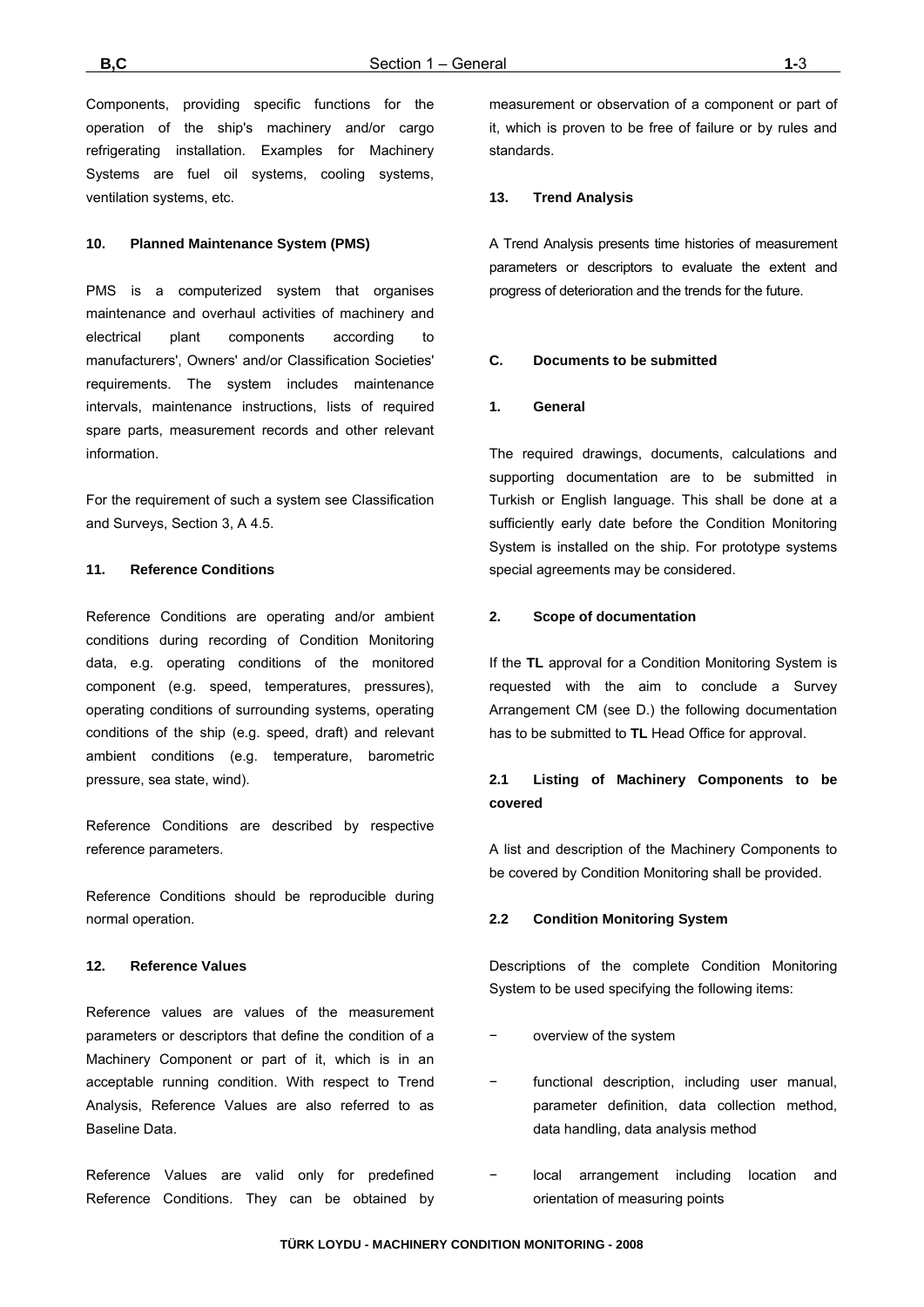Components, providing specific functions for the operation of the ship's machinery and/or cargo refrigerating installation. Examples for Machinery Systems are fuel oil systems, cooling systems, ventilation systems, etc.

#### 10. Planned Maintenance System (PMS)

PMS is a computerized system that organises maintenance and overhaul activities of machinery and electrical plant components according to manufacturers', Owners' and/or Classification Societies' requirements. The system includes maintenance intervals, maintenance instructions, lists of required spare parts, measurement records and other relevant information.

For the requirement of such a system see Classification and Surveys, Section 3, A 4.5.

#### 11. Reference Conditions

Reference Conditions are operating and/or ambient conditions during recording of Condition Monitoring data, e.g. operating conditions of the monitored component (e.g. speed, temperatures, pressures), operating conditions of surrounding systems, operating conditions of the ship (e.g. speed, draft) and relevant ambient conditions (e.g. temperature, barometric pressure, sea state, wind).

Reference Conditions are described by respective reference parameters.

Reference Conditions should be reproducible during normal operation.

#### 12. Reference Values

Reference values are values of the measurement parameters or descriptors that define the condition of a Machinery Component or part of it, which is in an acceptable running condition. With respect to Trend Analysis, Reference Values are also referred to as Baseline Data.

Reference Values are valid only for predefined Reference Conditions. They can be obtained by measurement or observation of a component or part of it, which is proven to be free of failure or by rules and standards.

#### 13. Trend Analysis

A Trend Analysis presents time histories of measurement parameters or descriptors to evaluate the extent and progress of deterioration and the trends for the future.

## C. Documents to be submitted

#### 1. General

The required drawings, documents, calculations and supporting documentation are to be submitted in Turkish or English language. This shall be done at a sufficiently early date before the Condition Monitoring System is installed on the ship. For prototype systems special agreements may be considered.

#### 2. Scope of documentation

If the **TL** approval for a Condition Monitoring System is requested with the aim to conclude a Survey Arrangement CM (see D.) the following documentation has to be submitted to **TL** Head Office for approval.

#### 2.1 Listing of Machinery Components to be covered

A list and description of the Machinery Components to be covered by Condition Monitoring shall be provided.

#### 2.2 Condition Monitoring System

Descriptions of the complete Condition Monitoring System to be used specifying the following items:

- overview of the system
- functional description, including user manual, parameter definition, data collection method, data handling, data analysis method
- local arrangement including location and orientation of measuring points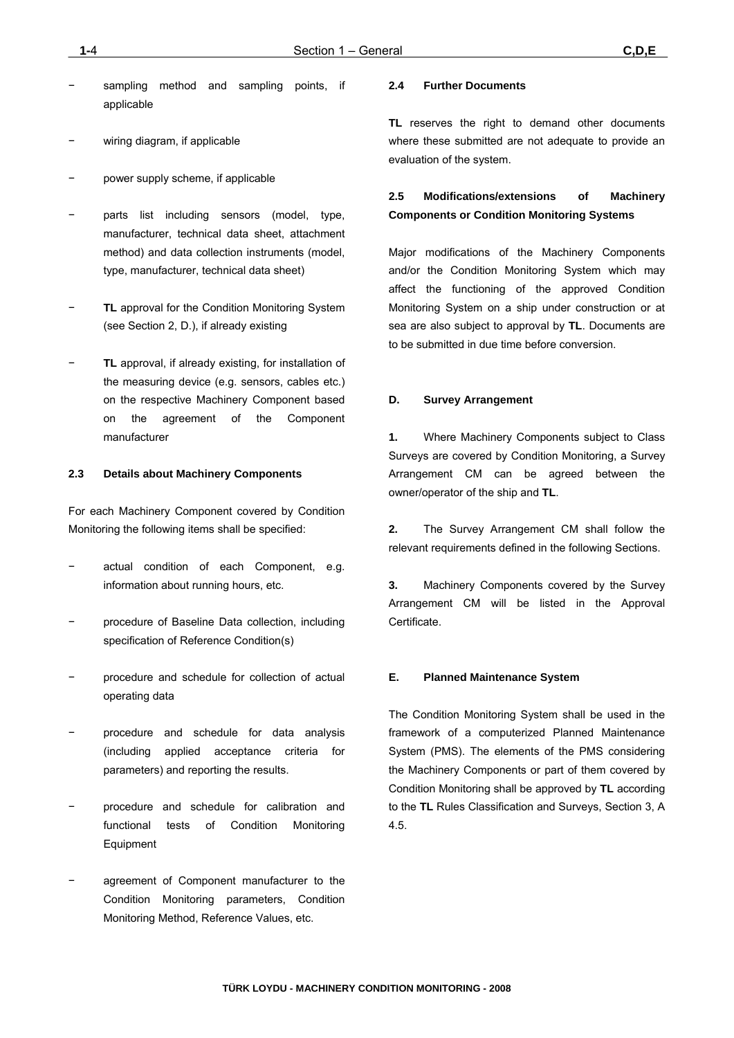- sampling method and sampling points, if applicable
- wiring diagram, if applicable
- power supply scheme, if applicable
- parts list including sensors (model, type, manufacturer, technical data sheet, attachment method) and data collection instruments (model, type, manufacturer, technical data sheet)
- **TL** approval for the Condition Monitoring System (see Section 2, D.), if already existing
- **TL** approval, if already existing, for installation of the measuring device (e.g. sensors, cables etc.) on the respective Machinery Component based on the agreement of the Component manufacturer

#### 2.3 Details about Machinery Components

For each Machinery Component covered by Condition Monitoring the following items shall be specified:

- actual condition of each Component, e.g. information about running hours, etc.
- procedure of Baseline Data collection, including specification of Reference Condition(s)
- procedure and schedule for collection of actual operating data
- procedure and schedule for data analysis (including applied acceptance criteria for parameters) and reporting the results.
- procedure and schedule for calibration and functional tests of Condition Monitoring Equipment
- agreement of Component manufacturer to the Condition Monitoring parameters, Condition Monitoring Method, Reference Values, etc.

#### 2.4 Further Documents

**TL** reserves the right to demand other documents where these submitted are not adequate to provide an evaluation of the system.

#### 2.5 Modifications/extensions of Machinery Components or Condition Monitoring Systems

Major modifications of the Machinery Components and/or the Condition Monitoring System which may affect the functioning of the approved Condition Monitoring System on a ship under construction or at sea are also subject to approval by **TL**. Documents are to be submitted in due time before conversion.

## D. Survey Arrangement

**1.** Where Machinery Components subject to Class Surveys are covered by Condition Monitoring, a Survey Arrangement CM can be agreed between the owner/operator of the ship and **TL**.

**2.** The Survey Arrangement CM shall follow the relevant requirements defined in the following Sections.

**3.** Machinery Components covered by the Survey Arrangement CM will be listed in the Approval Certificate.

## E. Planned Maintenance System

The Condition Monitoring System shall be used in the framework of a computerized Planned Maintenance System (PMS). The elements of the PMS considering the Machinery Components or part of them covered by Condition Monitoring shall be approved by **TL** according to the **TL** Rules Classification and Surveys, Section 3, A 4.5.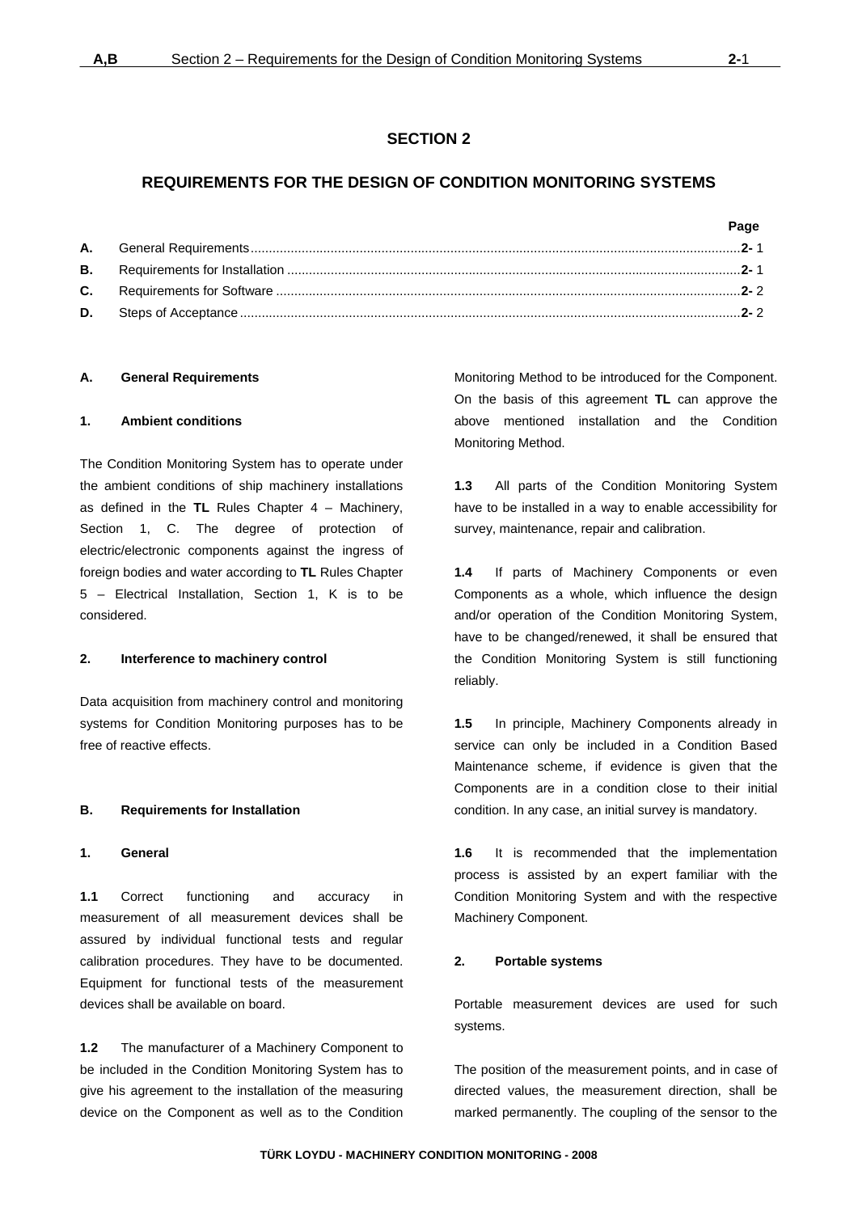# SECTION 2

## REQUIREMENTS FOR THE DESIGN OF CONDITION MONITORING SYSTEMS

| | | Page |
|---|---|---|
| **A.** | General Requirements | **2-** 1 |
| **B.** | Requirements for Installation | **2-** 1 |
| **C.** | Requirements for Software | **2-** 2 |
| **D.** | Steps of Acceptance | **2-** 2 |

### A. General Requirements

#### 1. Ambient conditions

The Condition Monitoring System has to operate under the ambient conditions of ship machinery installations as defined in the **TL** Rules Chapter 4 – Machinery, Section 1, C. The degree of protection of electric/electronic components against the ingress of foreign bodies and water according to **TL** Rules Chapter 5 – Electrical Installation, Section 1, K is to be considered.

#### 2. Interference to machinery control

Data acquisition from machinery control and monitoring systems for Condition Monitoring purposes has to be free of reactive effects.

### B. Requirements for Installation

#### 1. General

**1.1** Correct functioning and accuracy in measurement of all measurement devices shall be assured by individual functional tests and regular calibration procedures. They have to be documented. Equipment for functional tests of the measurement devices shall be available on board.

**1.2** The manufacturer of a Machinery Component to be included in the Condition Monitoring System has to give his agreement to the installation of the measuring device on the Component as well as to the Condition Monitoring Method to be introduced for the Component. On the basis of this agreement **TL** can approve the above mentioned installation and the Condition Monitoring Method.

**1.3** All parts of the Condition Monitoring System have to be installed in a way to enable accessibility for survey, maintenance, repair and calibration.

**1.4** If parts of Machinery Components or even Components as a whole, which influence the design and/or operation of the Condition Monitoring System, have to be changed/renewed, it shall be ensured that the Condition Monitoring System is still functioning reliably.

**1.5** In principle, Machinery Components already in service can only be included in a Condition Based Maintenance scheme, if evidence is given that the Components are in a condition close to their initial condition. In any case, an initial survey is mandatory.

**1.6** It is recommended that the implementation process is assisted by an expert familiar with the Condition Monitoring System and with the respective Machinery Component.

#### 2. Portable systems

Portable measurement devices are used for such systems.

The position of the measurement points, and in case of directed values, the measurement direction, shall be marked permanently. The coupling of the sensor to the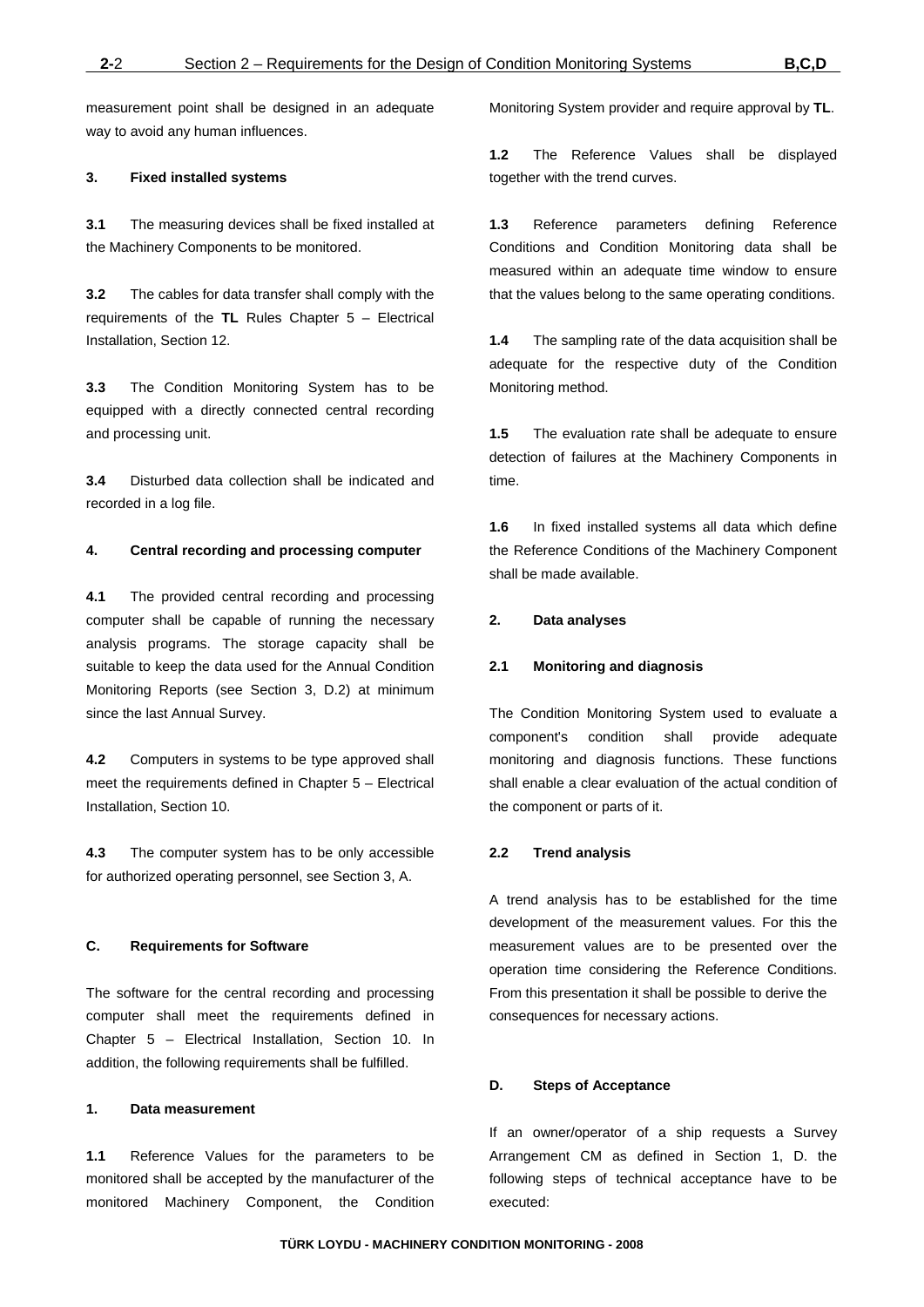measurement point shall be designed in an adequate way to avoid any human influences.

#### 3. Fixed installed systems

**3.1** The measuring devices shall be fixed installed at the Machinery Components to be monitored.

**3.2** The cables for data transfer shall comply with the requirements of the **TL** Rules Chapter 5 – Electrical Installation, Section 12.

**3.3** The Condition Monitoring System has to be equipped with a directly connected central recording and processing unit.

**3.4** Disturbed data collection shall be indicated and recorded in a log file.

#### 4. Central recording and processing computer

**4.1** The provided central recording and processing computer shall be capable of running the necessary analysis programs. The storage capacity shall be suitable to keep the data used for the Annual Condition Monitoring Reports (see Section 3, D.2) at minimum since the last Annual Survey.

**4.2** Computers in systems to be type approved shall meet the requirements defined in Chapter 5 – Electrical Installation, Section 10.

**4.3** The computer system has to be only accessible for authorized operating personnel, see Section 3, A.

## C. Requirements for Software

The software for the central recording and processing computer shall meet the requirements defined in Chapter 5 – Electrical Installation, Section 10. In addition, the following requirements shall be fulfilled.

#### 1. Data measurement

**1.1** Reference Values for the parameters to be monitored shall be accepted by the manufacturer of the monitored Machinery Component, the Condition Monitoring System provider and require approval by **TL**.

**1.2** The Reference Values shall be displayed together with the trend curves.

**1.3** Reference parameters defining Reference Conditions and Condition Monitoring data shall be measured within an adequate time window to ensure that the values belong to the same operating conditions.

**1.4** The sampling rate of the data acquisition shall be adequate for the respective duty of the Condition Monitoring method.

**1.5** The evaluation rate shall be adequate to ensure detection of failures at the Machinery Components in time.

**1.6** In fixed installed systems all data which define the Reference Conditions of the Machinery Component shall be made available.

#### 2. Data analyses

#### 2.1 Monitoring and diagnosis

The Condition Monitoring System used to evaluate a component's condition shall provide adequate monitoring and diagnosis functions. These functions shall enable a clear evaluation of the actual condition of the component or parts of it.

#### 2.2 Trend analysis

A trend analysis has to be established for the time development of the measurement values. For this the measurement values are to be presented over the operation time considering the Reference Conditions. From this presentation it shall be possible to derive the consequences for necessary actions.

## D. Steps of Acceptance

If an owner/operator of a ship requests a Survey Arrangement CM as defined in Section 1, D. the following steps of technical acceptance have to be executed: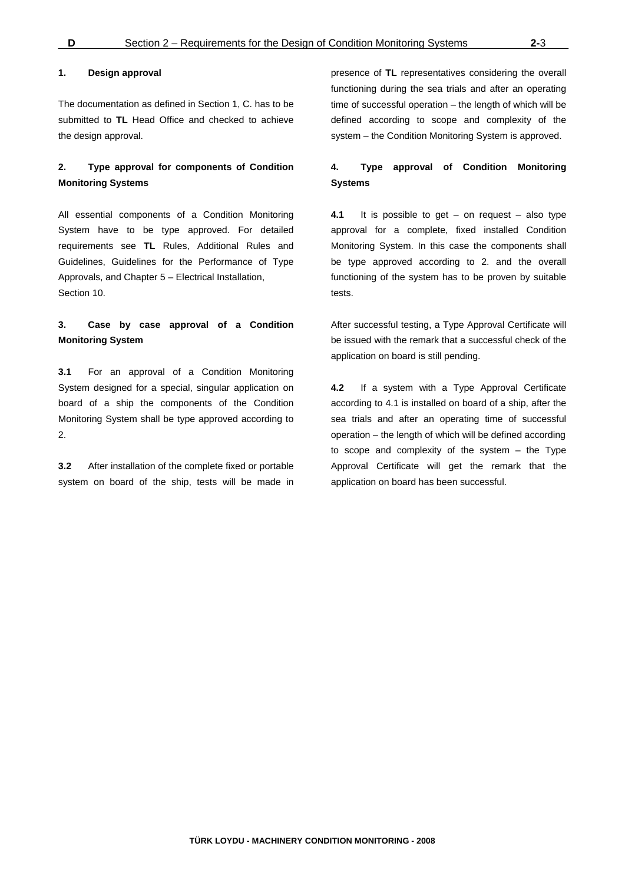### 1. Design approval

The documentation as defined in Section 1, C. has to be submitted to **TL** Head Office and checked to achieve the design approval.

### 2. Type approval for components of Condition Monitoring Systems

All essential components of a Condition Monitoring System have to be type approved. For detailed requirements see **TL** Rules, Additional Rules and Guidelines, Guidelines for the Performance of Type Approvals, and Chapter 5 – Electrical Installation, Section 10.

### 3. Case by case approval of a Condition Monitoring System

**3.1** For an approval of a Condition Monitoring System designed for a special, singular application on board of a ship the components of the Condition Monitoring System shall be type approved according to 2.

**3.2** After installation of the complete fixed or portable system on board of the ship, tests will be made in presence of **TL** representatives considering the overall functioning during the sea trials and after an operating time of successful operation – the length of which will be defined according to scope and complexity of the system – the Condition Monitoring System is approved.

### 4. Type approval of Condition Monitoring Systems

**4.1** It is possible to get – on request – also type approval for a complete, fixed installed Condition Monitoring System. In this case the components shall be type approved according to 2. and the overall functioning of the system has to be proven by suitable tests.

After successful testing, a Type Approval Certificate will be issued with the remark that a successful check of the application on board is still pending.

**4.2** If a system with a Type Approval Certificate according to 4.1 is installed on board of a ship, after the sea trials and after an operating time of successful operation – the length of which will be defined according to scope and complexity of the system – the Type Approval Certificate will get the remark that the application on board has been successful.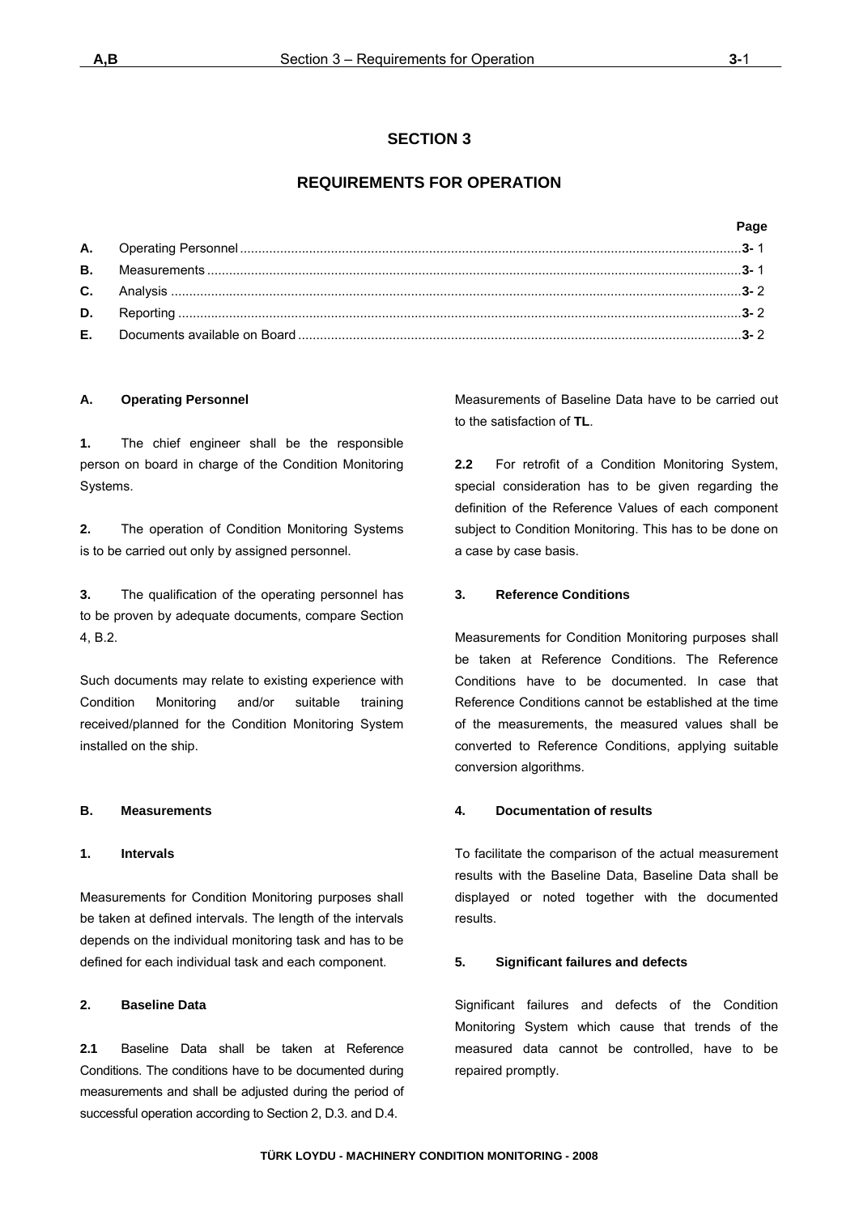# SECTION 3

# REQUIREMENTS FOR OPERATION

| | | Page |
|---|---|---|
| **A.** | Operating Personnel | **3-** 1 |
| **B.** | Measurements | **3-** 1 |
| **C.** | Analysis | **3-** 2 |
| **D.** | Reporting | **3-** 2 |
| **E.** | Documents available on Board | **3-** 2 |

## A. Operating Personnel

**1.** The chief engineer shall be the responsible person on board in charge of the Condition Monitoring Systems.

**2.** The operation of Condition Monitoring Systems is to be carried out only by assigned personnel.

**3.** The qualification of the operating personnel has to be proven by adequate documents, compare Section 4, B.2.

Such documents may relate to existing experience with Condition Monitoring and/or suitable training received/planned for the Condition Monitoring System installed on the ship.

## B. Measurements

### 1. Intervals

Measurements for Condition Monitoring purposes shall be taken at defined intervals. The length of the intervals depends on the individual monitoring task and has to be defined for each individual task and each component.

### 2. Baseline Data

**2.1** Baseline Data shall be taken at Reference Conditions. The conditions have to be documented during measurements and shall be adjusted during the period of successful operation according to Section 2, D.3. and D.4.

Measurements of Baseline Data have to be carried out to the satisfaction of **TL**.

**2.2** For retrofit of a Condition Monitoring System, special consideration has to be given regarding the definition of the Reference Values of each component subject to Condition Monitoring. This has to be done on a case by case basis.

### 3. Reference Conditions

Measurements for Condition Monitoring purposes shall be taken at Reference Conditions. The Reference Conditions have to be documented. In case that Reference Conditions cannot be established at the time of the measurements, the measured values shall be converted to Reference Conditions, applying suitable conversion algorithms.

### 4. Documentation of results

To facilitate the comparison of the actual measurement results with the Baseline Data, Baseline Data shall be displayed or noted together with the documented results.

### 5. Significant failures and defects

Significant failures and defects of the Condition Monitoring System which cause that trends of the measured data cannot be controlled, have to be repaired promptly.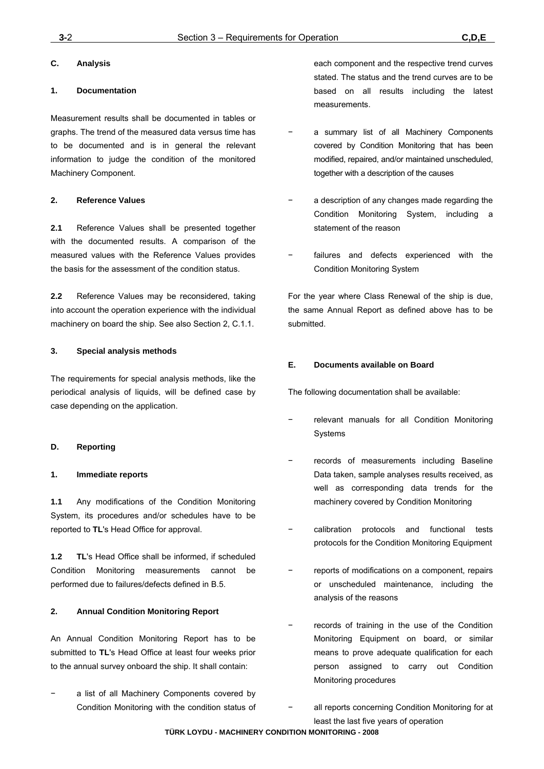## C. Analysis

### 1. Documentation

Measurement results shall be documented in tables or graphs. The trend of the measured data versus time has to be documented and is in general the relevant information to judge the condition of the monitored Machinery Component.

### 2. Reference Values

**2.1** Reference Values shall be presented together with the documented results. A comparison of the measured values with the Reference Values provides the basis for the assessment of the condition status.

**2.2** Reference Values may be reconsidered, taking into account the operation experience with the individual machinery on board the ship. See also Section 2, C.1.1.

### 3. Special analysis methods

The requirements for special analysis methods, like the periodical analysis of liquids, will be defined case by case depending on the application.

## D. Reporting

### 1. Immediate reports

**1.1** Any modifications of the Condition Monitoring System, its procedures and/or schedules have to be reported to **TL**'s Head Office for approval.

**1.2** **TL**'s Head Office shall be informed, if scheduled Condition Monitoring measurements cannot be performed due to failures/defects defined in B.5.

### 2. Annual Condition Monitoring Report

An Annual Condition Monitoring Report has to be submitted to **TL**'s Head Office at least four weeks prior to the annual survey onboard the ship. It shall contain:

- a list of all Machinery Components covered by Condition Monitoring with the condition status of each component and the respective trend curves stated. The status and the trend curves are to be based on all results including the latest measurements.
- a summary list of all Machinery Components covered by Condition Monitoring that has been modified, repaired, and/or maintained unscheduled, together with a description of the causes
- a description of any changes made regarding the Condition Monitoring System, including a statement of the reason
- failures and defects experienced with the Condition Monitoring System

For the year where Class Renewal of the ship is due, the same Annual Report as defined above has to be submitted.

## E. Documents available on Board

The following documentation shall be available:

- relevant manuals for all Condition Monitoring Systems
- records of measurements including Baseline Data taken, sample analyses results received, as well as corresponding data trends for the machinery covered by Condition Monitoring
- calibration protocols and functional tests protocols for the Condition Monitoring Equipment
- reports of modifications on a component, repairs or unscheduled maintenance, including the analysis of the reasons
- records of training in the use of the Condition Monitoring Equipment on board, or similar means to prove adequate qualification for each person assigned to carry out Condition Monitoring procedures
- all reports concerning Condition Monitoring for at least the last five years of operation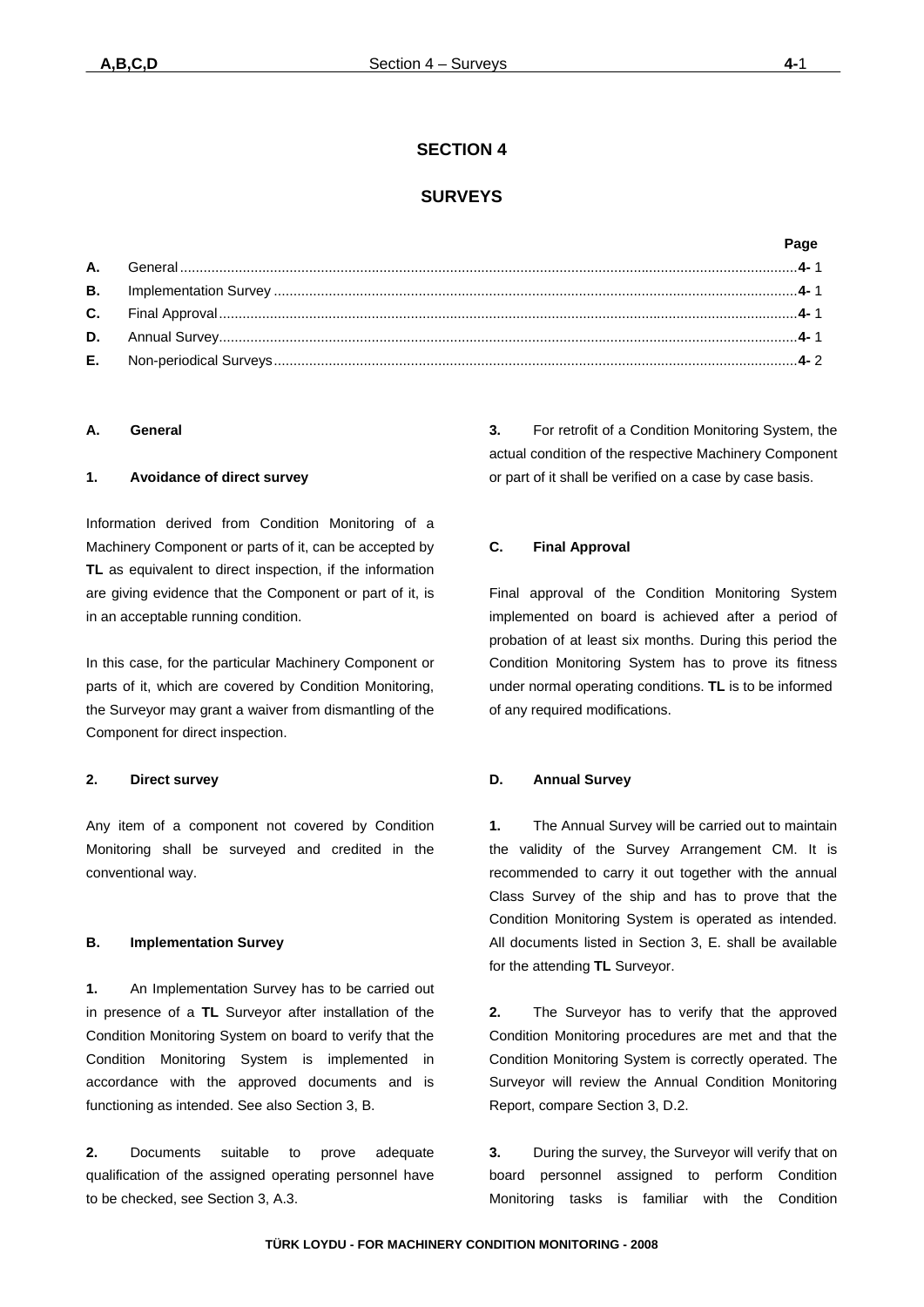# SECTION 4

# SURVEYS

| | | Page |
|---|---|---|
| **A.** | General | **4-** 1 |
| **B.** | Implementation Survey | **4-** 1 |
| **C.** | Final Approval | **4-** 1 |
| **D.** | Annual Survey | **4-** 1 |
| **E.** | Non-periodical Surveys | **4-** 2 |

## A. General

### 1. Avoidance of direct survey

Information derived from Condition Monitoring of a Machinery Component or parts of it, can be accepted by **TL** as equivalent to direct inspection, if the information are giving evidence that the Component or part of it, is in an acceptable running condition.

In this case, for the particular Machinery Component or parts of it, which are covered by Condition Monitoring, the Surveyor may grant a waiver from dismantling of the Component for direct inspection.

### 2. Direct survey

Any item of a component not covered by Condition Monitoring shall be surveyed and credited in the conventional way.

## B. Implementation Survey

**1.** An Implementation Survey has to be carried out in presence of a **TL** Surveyor after installation of the Condition Monitoring System on board to verify that the Condition Monitoring System is implemented in accordance with the approved documents and is functioning as intended. See also Section 3, B.

**2.** Documents suitable to prove adequate qualification of the assigned operating personnel have to be checked, see Section 3, A.3.

**3.** For retrofit of a Condition Monitoring System, the actual condition of the respective Machinery Component or part of it shall be verified on a case by case basis.

## C. Final Approval

Final approval of the Condition Monitoring System implemented on board is achieved after a period of probation of at least six months. During this period the Condition Monitoring System has to prove its fitness under normal operating conditions. **TL** is to be informed of any required modifications.

## D. Annual Survey

**1.** The Annual Survey will be carried out to maintain the validity of the Survey Arrangement CM. It is recommended to carry it out together with the annual Class Survey of the ship and has to prove that the Condition Monitoring System is operated as intended. All documents listed in Section 3, E. shall be available for the attending **TL** Surveyor.

**2.** The Surveyor has to verify that the approved Condition Monitoring procedures are met and that the Condition Monitoring System is correctly operated. The Surveyor will review the Annual Condition Monitoring Report, compare Section 3, D.2.

**3.** During the survey, the Surveyor will verify that on board personnel assigned to perform Condition Monitoring tasks is familiar with the Condition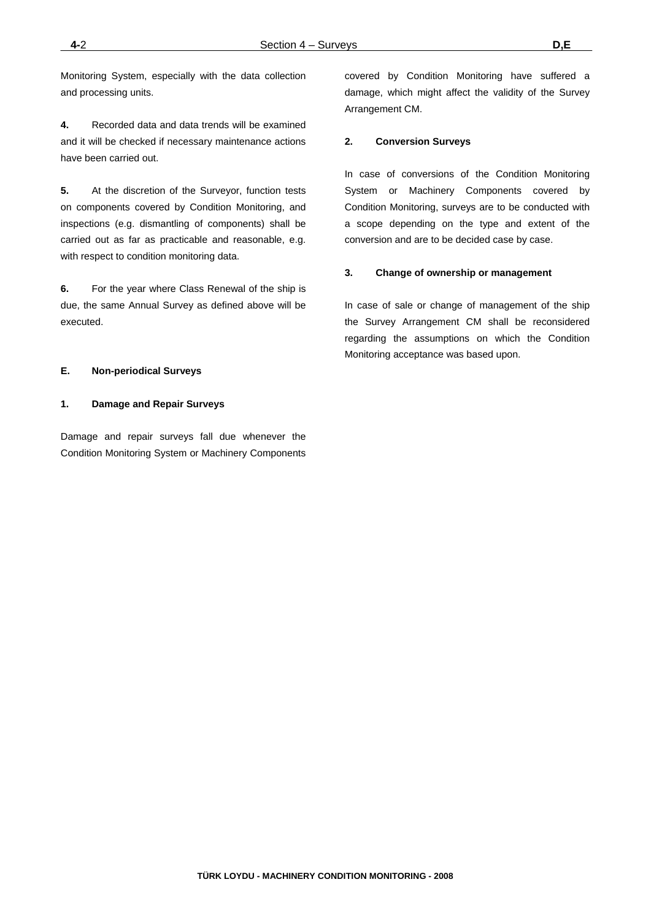Monitoring System, especially with the data collection and processing units.

**4.** Recorded data and data trends will be examined and it will be checked if necessary maintenance actions have been carried out.

**5.** At the discretion of the Surveyor, function tests on components covered by Condition Monitoring, and inspections (e.g. dismantling of components) shall be carried out as far as practicable and reasonable, e.g. with respect to condition monitoring data.

**6.** For the year where Class Renewal of the ship is due, the same Annual Survey as defined above will be executed.

## E. Non-periodical Surveys

### 1. Damage and Repair Surveys

Damage and repair surveys fall due whenever the Condition Monitoring System or Machinery Components covered by Condition Monitoring have suffered a damage, which might affect the validity of the Survey Arrangement CM.

### 2. Conversion Surveys

In case of conversions of the Condition Monitoring System or Machinery Components covered by Condition Monitoring, surveys are to be conducted with a scope depending on the type and extent of the conversion and are to be decided case by case.

### 3. Change of ownership or management

In case of sale or change of management of the ship the Survey Arrangement CM shall be reconsidered regarding the assumptions on which the Condition Monitoring acceptance was based upon.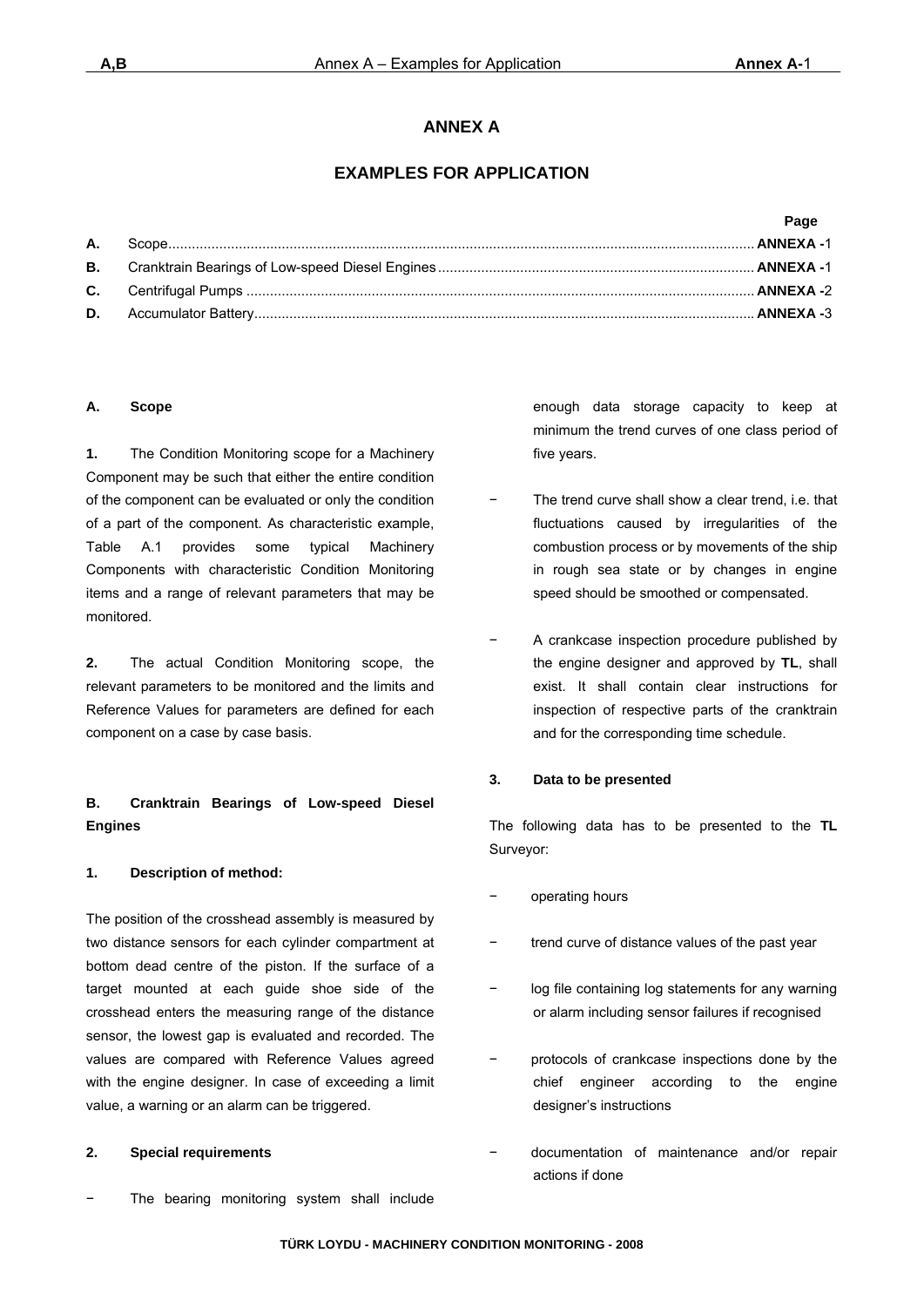# ANNEX A

## EXAMPLES FOR APPLICATION

| | | Page |
|---|---|---|
| **A.** | Scope | **ANNEXA -**1 |
| **B.** | Cranktrain Bearings of Low-speed Diesel Engines | **ANNEXA -**1 |
| **C.** | Centrifugal Pumps | **ANNEXA -**2 |
| **D.** | Accumulator Battery | **ANNEXA -**3 |

### A. Scope

**1.** The Condition Monitoring scope for a Machinery Component may be such that either the entire condition of the component can be evaluated or only the condition of a part of the component. As characteristic example, Table A.1 provides some typical Machinery Components with characteristic Condition Monitoring items and a range of relevant parameters that may be monitored.

**2.** The actual Condition Monitoring scope, the relevant parameters to be monitored and the limits and Reference Values for parameters are defined for each component on a case by case basis.

### B. Cranktrain Bearings of Low-speed Diesel Engines

**1. Description of method:**

The position of the crosshead assembly is measured by two distance sensors for each cylinder compartment at bottom dead centre of the piston. If the surface of a target mounted at each guide shoe side of the crosshead enters the measuring range of the distance sensor, the lowest gap is evaluated and recorded. The values are compared with Reference Values agreed with the engine designer. In case of exceeding a limit value, a warning or an alarm can be triggered.

**2. Special requirements**

- The bearing monitoring system shall include enough data storage capacity to keep at minimum the trend curves of one class period of five years.
- The trend curve shall show a clear trend, i.e. that fluctuations caused by irregularities of the combustion process or by movements of the ship in rough sea state or by changes in engine speed should be smoothed or compensated.
- A crankcase inspection procedure published by the engine designer and approved by **TL**, shall exist. It shall contain clear instructions for inspection of respective parts of the cranktrain and for the corresponding time schedule.

**3. Data to be presented**

The following data has to be presented to the **TL** Surveyor:

- operating hours
- trend curve of distance values of the past year
- log file containing log statements for any warning or alarm including sensor failures if recognised
- protocols of crankcase inspections done by the chief engineer according to the engine designer's instructions
- documentation of maintenance and/or repair actions if done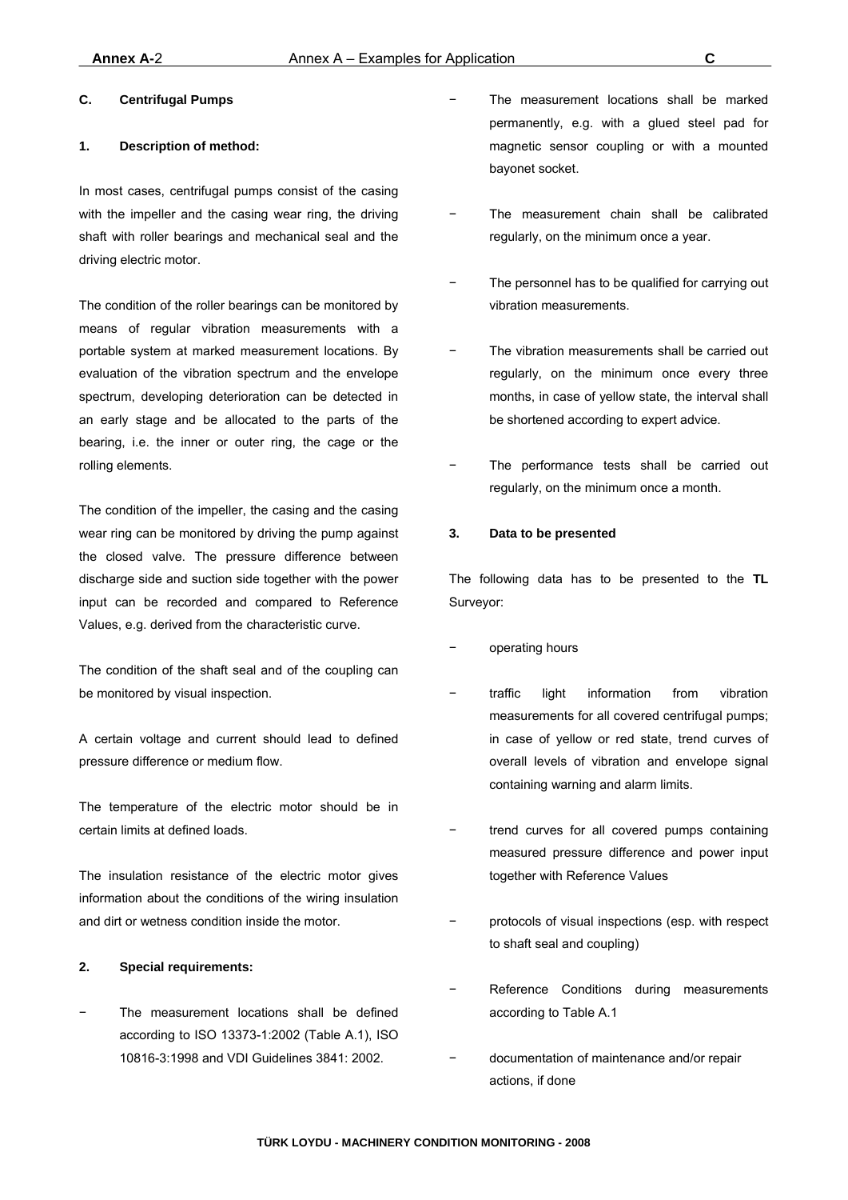### C. Centrifugal Pumps

#### 1. Description of method:

In most cases, centrifugal pumps consist of the casing with the impeller and the casing wear ring, the driving shaft with roller bearings and mechanical seal and the driving electric motor.

The condition of the roller bearings can be monitored by means of regular vibration measurements with a portable system at marked measurement locations. By evaluation of the vibration spectrum and the envelope spectrum, developing deterioration can be detected in an early stage and be allocated to the parts of the bearing, i.e. the inner or outer ring, the cage or the rolling elements.

The condition of the impeller, the casing and the casing wear ring can be monitored by driving the pump against the closed valve. The pressure difference between discharge side and suction side together with the power input can be recorded and compared to Reference Values, e.g. derived from the characteristic curve.

The condition of the shaft seal and of the coupling can be monitored by visual inspection.

A certain voltage and current should lead to defined pressure difference or medium flow.

The temperature of the electric motor should be in certain limits at defined loads.

The insulation resistance of the electric motor gives information about the conditions of the wiring insulation and dirt or wetness condition inside the motor.

#### 2. Special requirements:

- The measurement locations shall be defined according to ISO 13373-1:2002 (Table A.1), ISO 10816-3:1998 and VDI Guidelines 3841: 2002.
- The measurement locations shall be marked permanently, e.g. with a glued steel pad for magnetic sensor coupling or with a mounted bayonet socket.
- The measurement chain shall be calibrated regularly, on the minimum once a year.
- The personnel has to be qualified for carrying out vibration measurements.
- The vibration measurements shall be carried out regularly, on the minimum once every three months, in case of yellow state, the interval shall be shortened according to expert advice.
- The performance tests shall be carried out regularly, on the minimum once a month.

#### 3. Data to be presented

The following data has to be presented to the **TL** Surveyor:

- operating hours
- traffic light information from vibration measurements for all covered centrifugal pumps; in case of yellow or red state, trend curves of overall levels of vibration and envelope signal containing warning and alarm limits.
- trend curves for all covered pumps containing measured pressure difference and power input together with Reference Values
- protocols of visual inspections (esp. with respect to shaft seal and coupling)
- Reference Conditions during measurements according to Table A.1
- documentation of maintenance and/or repair actions, if done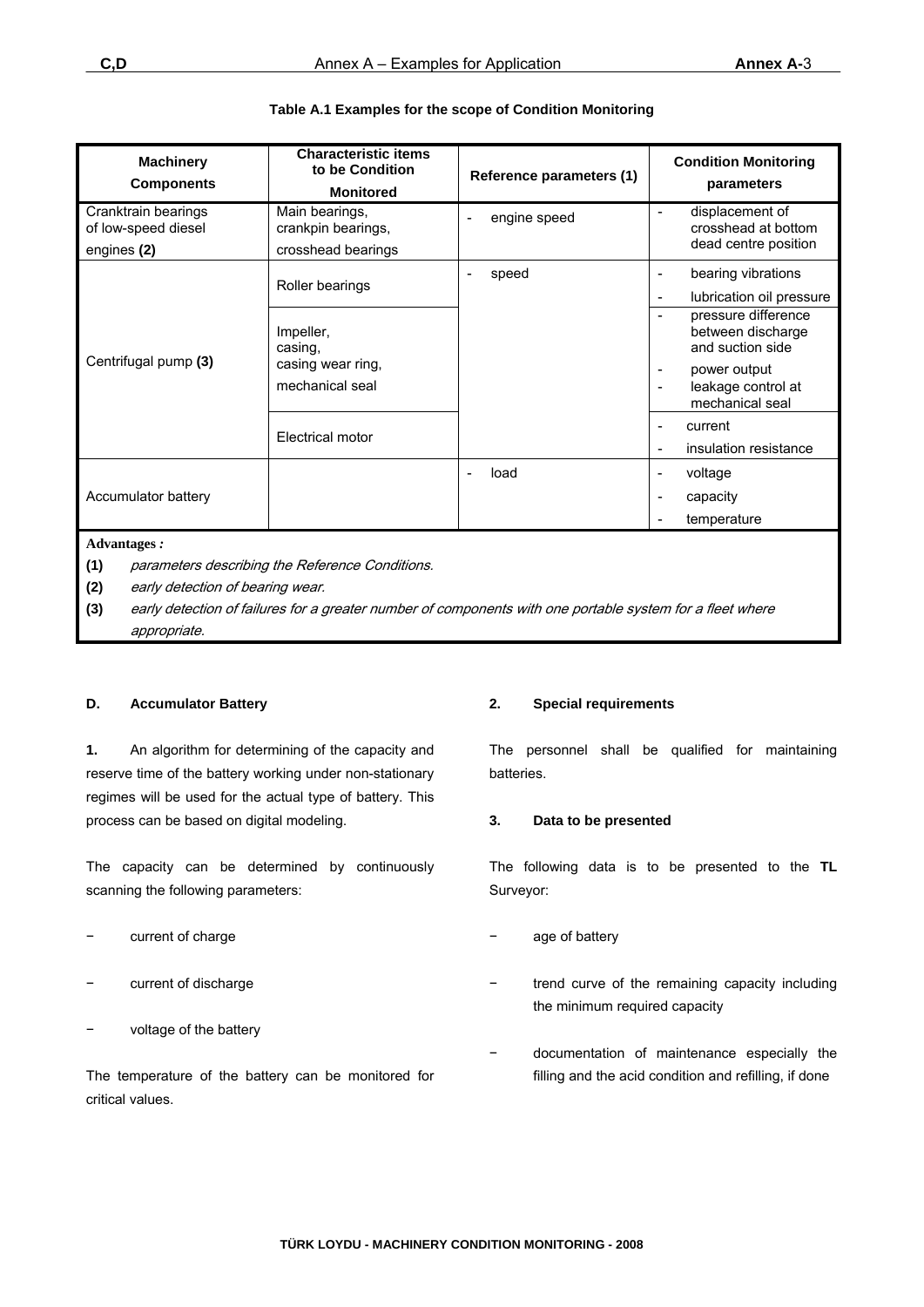**Table A.1 Examples for the scope of Condition Monitoring**

| Machinery Components | Characteristic items to be Condition Monitored | Reference parameters (1) | Condition Monitoring parameters |
|---|---|---|---|
| Cranktrain bearings of low-speed diesel engines **(2)** | Main bearings, crankpin bearings, crosshead bearings | - engine speed | - displacement of crosshead at bottom dead centre position |
| Centrifugal pump **(3)** | Roller bearings | - speed | - bearing vibrations<br>- lubrication oil pressure |
| | Impeller, casing, casing wear ring, mechanical seal | | - pressure difference between discharge and suction side<br>- power output<br>- leakage control at mechanical seal |
| | Electrical motor | | - current<br>- insulation resistance |
| Accumulator battery | | - load | - voltage<br>- capacity<br>- temperature |

**Advantages** *:*

**(1)** *parameters describing the Reference Conditions.*

**(2)** *early detection of bearing wear.*

**(3)** *early detection of failures for a greater number of components with one portable system for a fleet where appropriate.*

#### D. Accumulator Battery

**1.** An algorithm for determining of the capacity and reserve time of the battery working under non-stationary regimes will be used for the actual type of battery. This process can be based on digital modeling.

The capacity can be determined by continuously scanning the following parameters:

- current of charge
- current of discharge
- voltage of the battery

The temperature of the battery can be monitored for critical values.

**2. Special requirements**

The personnel shall be qualified for maintaining batteries.

**3. Data to be presented**

The following data is to be presented to the **TL** Surveyor:

- age of battery
- trend curve of the remaining capacity including the minimum required capacity
- documentation of maintenance especially the filling and the acid condition and refilling, if done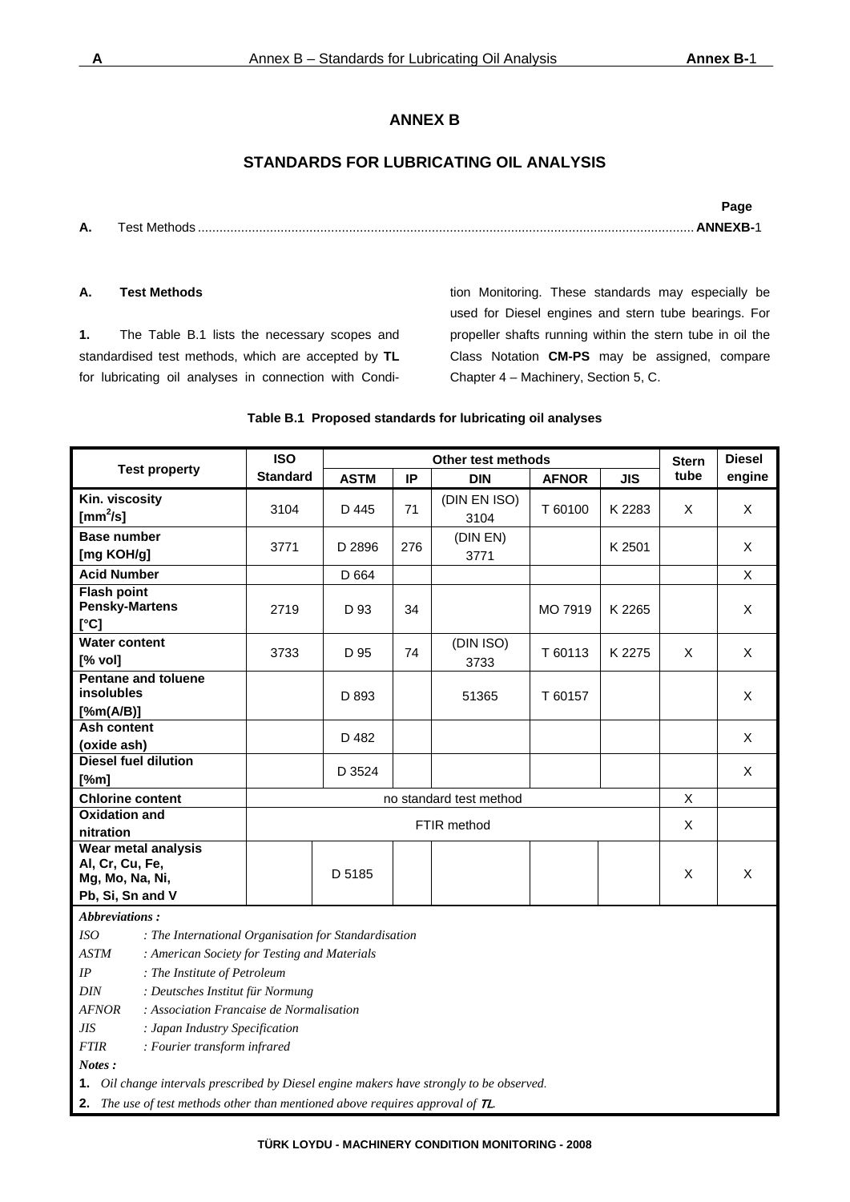# ANNEX B

## STANDARDS FOR LUBRICATING OIL ANALYSIS

| | | Page |
|---|---|---|
| A. | Test Methods | ANNEXB-1 |

### A. Test Methods

**1.** The Table B.1 lists the necessary scopes and standardised test methods, which are accepted by **TL** for lubricating oil analyses in connection with Condition Monitoring. These standards may especially be used for Diesel engines and stern tube bearings. For propeller shafts running within the stern tube in oil the Class Notation **CM-PS** may be assigned, compare Chapter 4 – Machinery, Section 5, C.

**Table B.1 Proposed standards for lubricating oil analyses**

| Test property | ISO Standard | Other test methods | | | | | Stern tube | Diesel engine |
|---|---|---|---|---|---|---|---|---|
| | | ASTM | IP | DIN | AFNOR | JIS | | |
| **Kin. viscosity [mm²/s]** | 3104 | D 445 | 71 | (DIN EN ISO) 3104 | T 60100 | K 2283 | X | X |
| **Base number [mg KOH/g]** | 3771 | D 2896 | 276 | (DIN EN) 3771 | | K 2501 | | X |
| **Acid Number** | | D 664 | | | | | | X |
| **Flash point Pensky-Martens [°C]** | 2719 | D 93 | 34 | | MO 7919 | K 2265 | | X |
| **Water content [% vol]** | 3733 | D 95 | 74 | (DIN ISO) 3733 | T 60113 | K 2275 | X | X |
| **Pentane and toluene insolubles [%m(A/B)]** | | D 893 | | 51365 | T 60157 | | | X |
| **Ash content (oxide ash)** | | D 482 | | | | | | X |
| **Diesel fuel dilution [%m]** | | D 3524 | | | | | | X |
| **Chlorine content** | no standard test method | | | | | | X | |
| **Oxidation and nitration** | FTIR method | | | | | | X | |
| **Wear metal analysis Al, Cr, Cu, Fe, Mg, Mo, Na, Ni, Pb, Si, Sn and V** | | D 5185 | | | | | X | X |

***Abbreviations :***

*ISO : The International Organisation for Standardisation*
*ASTM : American Society for Testing and Materials*
*IP : The Institute of Petroleum*
*DIN : Deutsches Institut für Normung*
*AFNOR : Association Francaise de Normalisation*
*JIS : Japan Industry Specification*
*FTIR : Fourier transform infrared*

***Notes :***

**1.** *Oil change intervals prescribed by Diesel engine makers have strongly to be observed.*

**2.** *The use of test methods other than mentioned above requires approval of TL.*